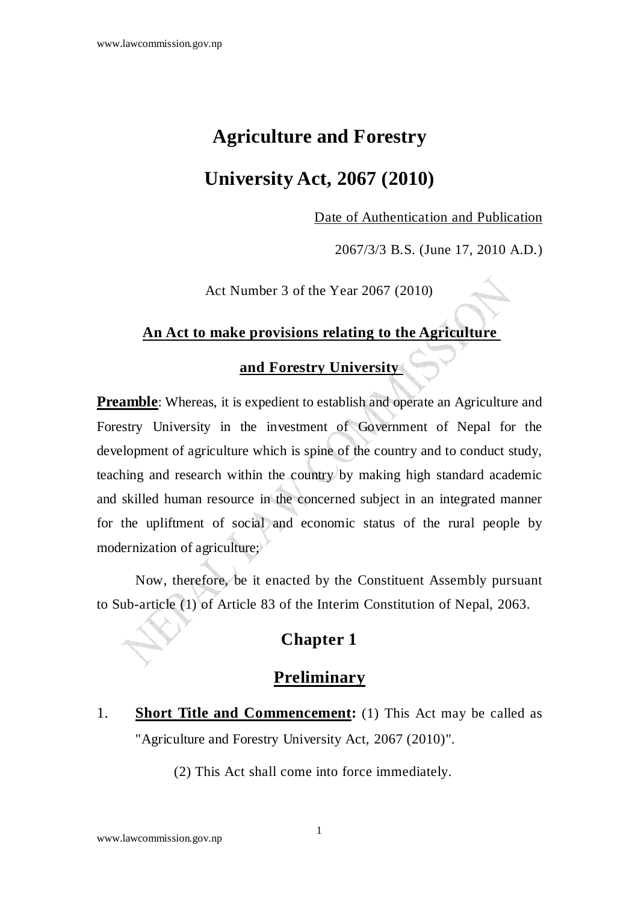# Agriculture and Forestry

# University Act, 2067 (2010)

Date of Authentication and Publication

2067/3/3 B.S. (June 17, 2010 A.D.)

Act Number 3 of the Year 2067 (2010)

## An Act to make provisions relating to the Agriculture and Forestry University

**Preamble**: Whereas, it is expedient to establish and operate an Agriculture and Forestry University in the investment of Government of Nepal for the development of agriculture which is spine of the country and to conduct study, teaching and research within the country by making high standard academic and skilled human resource in the concerned subject in an integrated manner for the upliftment of social and economic status of the rural people by modernization of agriculture;

Now, therefore, be it enacted by the Constituent Assembly pursuant to Sub-article (1) of Article 83 of the Interim Constitution of Nepal, 2063.

## Chapter 1

## Preliminary

1. **Short Title and Commencement:** (1) This Act may be called as "Agriculture and Forestry University Act, 2067 (2010)".

   (2) This Act shall come into force immediately.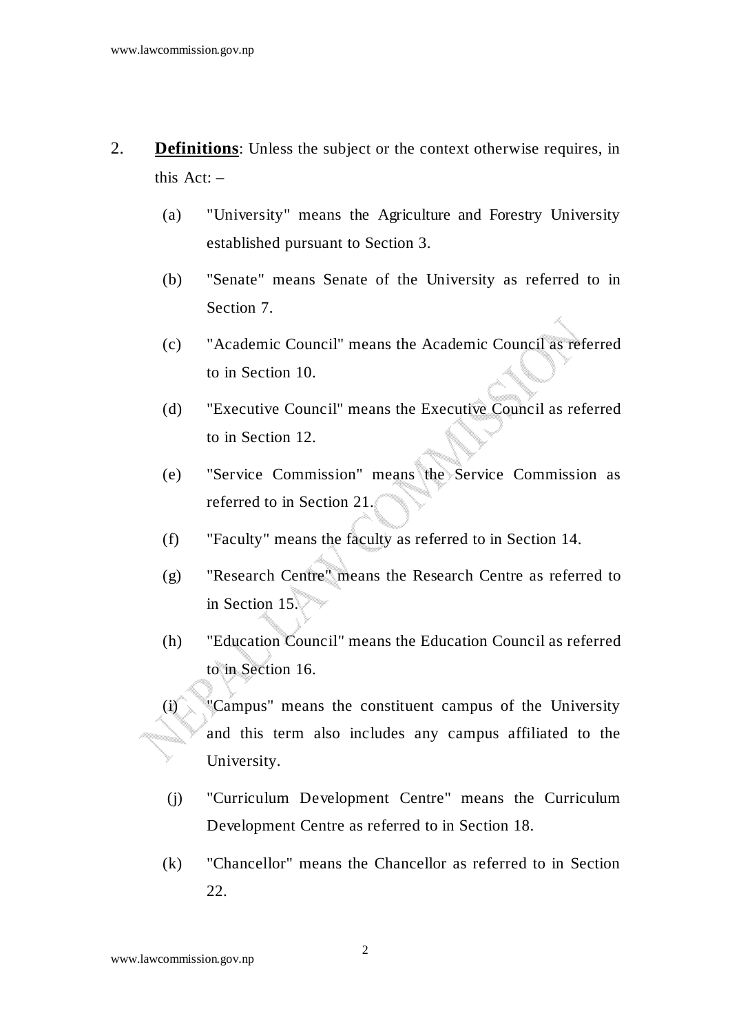2. **Definitions**: Unless the subject or the context otherwise requires, in this Act: –

   (a) "University" means the Agriculture and Forestry University established pursuant to Section 3.

   (b) "Senate" means Senate of the University as referred to in Section 7.

   (c) "Academic Council" means the Academic Council as referred to in Section 10.

   (d) "Executive Council" means the Executive Council as referred to in Section 12.

   (e) "Service Commission" means the Service Commission as referred to in Section 21.

   (f) "Faculty" means the faculty as referred to in Section 14.

   (g) "Research Centre" means the Research Centre as referred to in Section 15.

   (h) "Education Council" means the Education Council as referred to in Section 16.

   (i) "Campus" means the constituent campus of the University and this term also includes any campus affiliated to the University.

   (j) "Curriculum Development Centre" means the Curriculum Development Centre as referred to in Section 18.

   (k) "Chancellor" means the Chancellor as referred to in Section 22.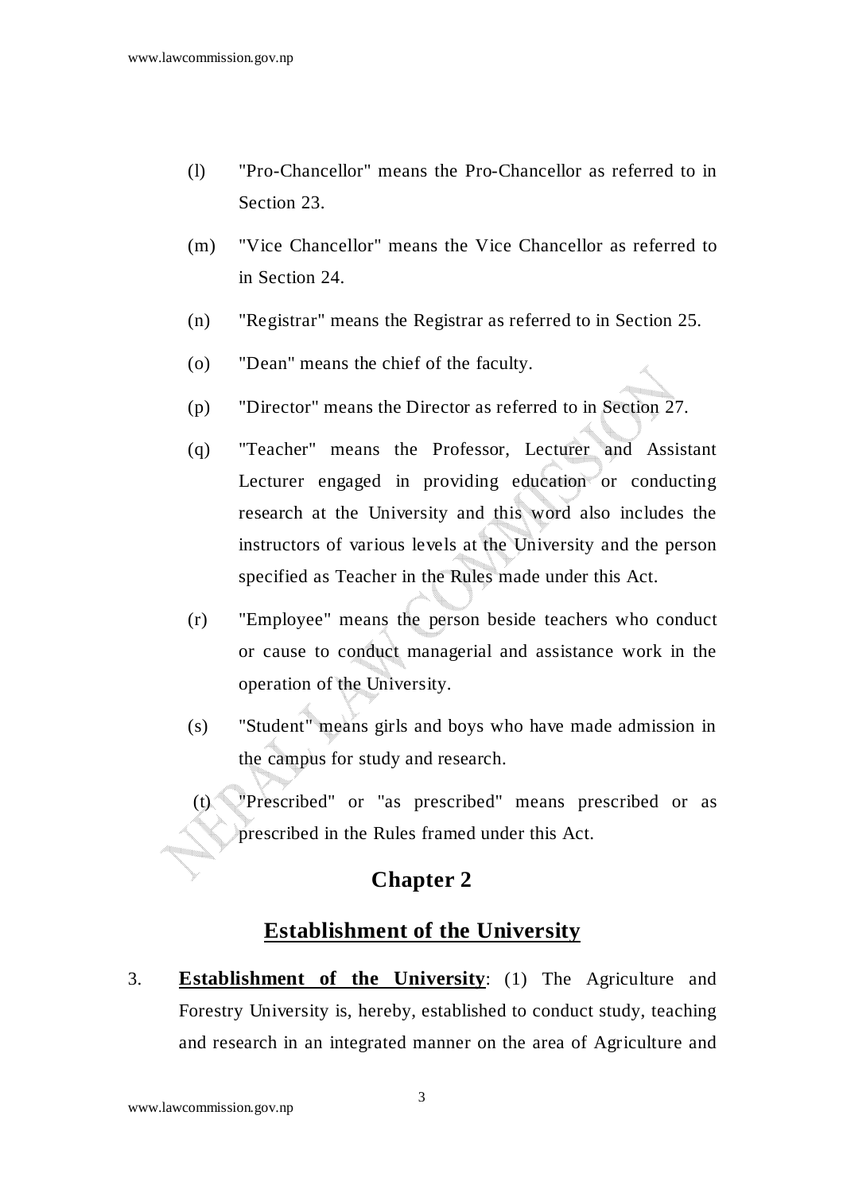(l) "Pro-Chancellor" means the Pro-Chancellor as referred to in Section 23.

(m) "Vice Chancellor" means the Vice Chancellor as referred to in Section 24.

(n) "Registrar" means the Registrar as referred to in Section 25.

(o) "Dean" means the chief of the faculty.

(p) "Director" means the Director as referred to in Section 27.

(q) "Teacher" means the Professor, Lecturer and Assistant Lecturer engaged in providing education or conducting research at the University and this word also includes the instructors of various levels at the University and the person specified as Teacher in the Rules made under this Act.

(r) "Employee" means the person beside teachers who conduct or cause to conduct managerial and assistance work in the operation of the University.

(s) "Student" means girls and boys who have made admission in the campus for study and research.

(t) "Prescribed" or "as prescribed" means prescribed or as prescribed in the Rules framed under this Act.

## Chapter 2

## Establishment of the University

3. **Establishment of the University**: (1) The Agriculture and Forestry University is, hereby, established to conduct study, teaching and research in an integrated manner on the area of Agriculture and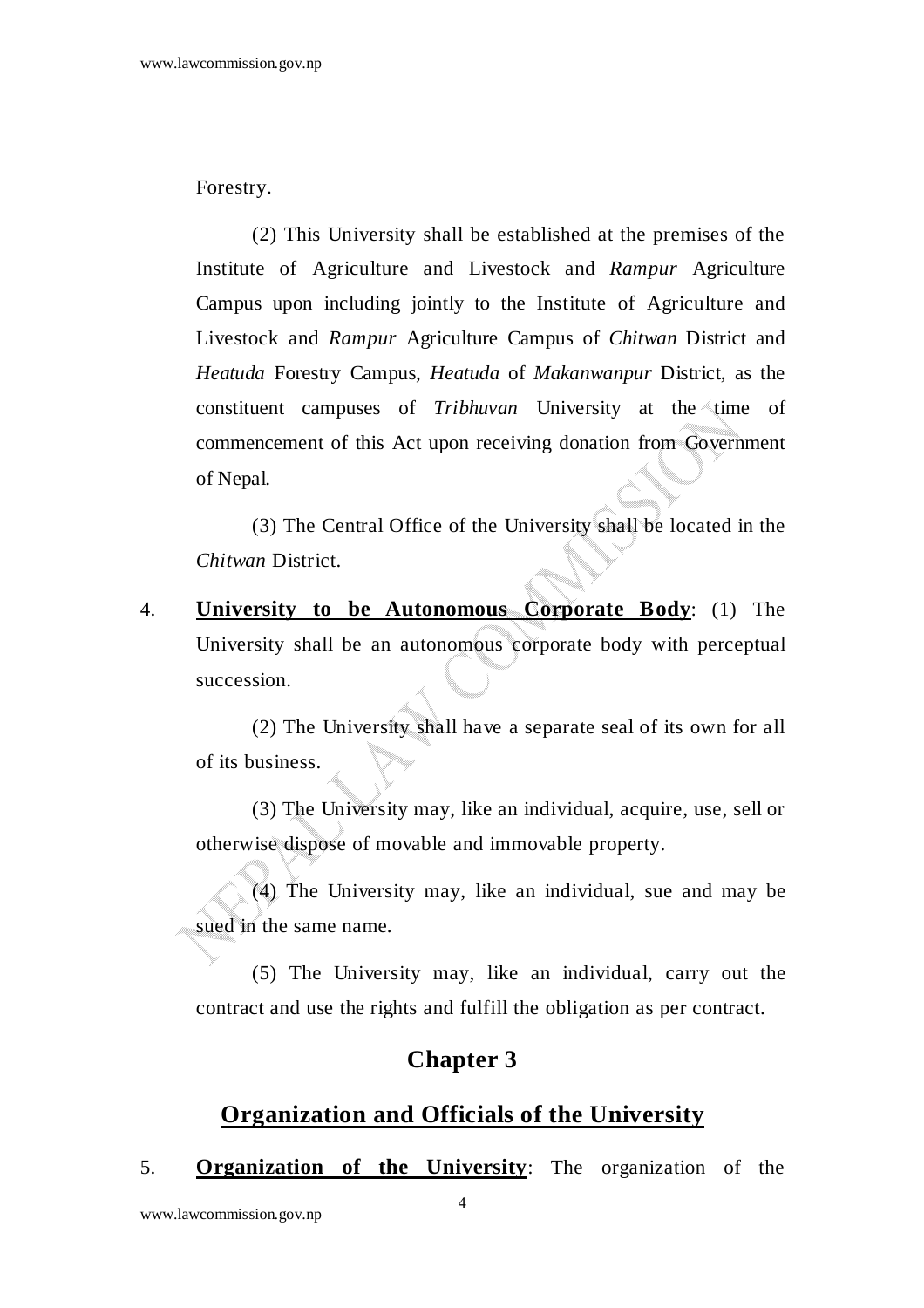Forestry.

(2) This University shall be established at the premises of the Institute of Agriculture and Livestock and *Rampur* Agriculture Campus upon including jointly to the Institute of Agriculture and Livestock and *Rampur* Agriculture Campus of *Chitwan* District and *Heatuda* Forestry Campus, *Heatuda* of *Makanwanpur* District, as the constituent campuses of *Tribhuvan* University at the time of commencement of this Act upon receiving donation from Government of Nepal.

(3) The Central Office of the University shall be located in the *Chitwan* District.

4. **University to be Autonomous Corporate Body**: (1) The University shall be an autonomous corporate body with perceptual succession.

(2) The University shall have a separate seal of its own for all of its business.

(3) The University may, like an individual, acquire, use, sell or otherwise dispose of movable and immovable property.

(4) The University may, like an individual, sue and may be sued in the same name.

(5) The University may, like an individual, carry out the contract and use the rights and fulfill the obligation as per contract.

## Chapter 3

## Organization and Officials of the University

5. **Organization of the University**: The organization of the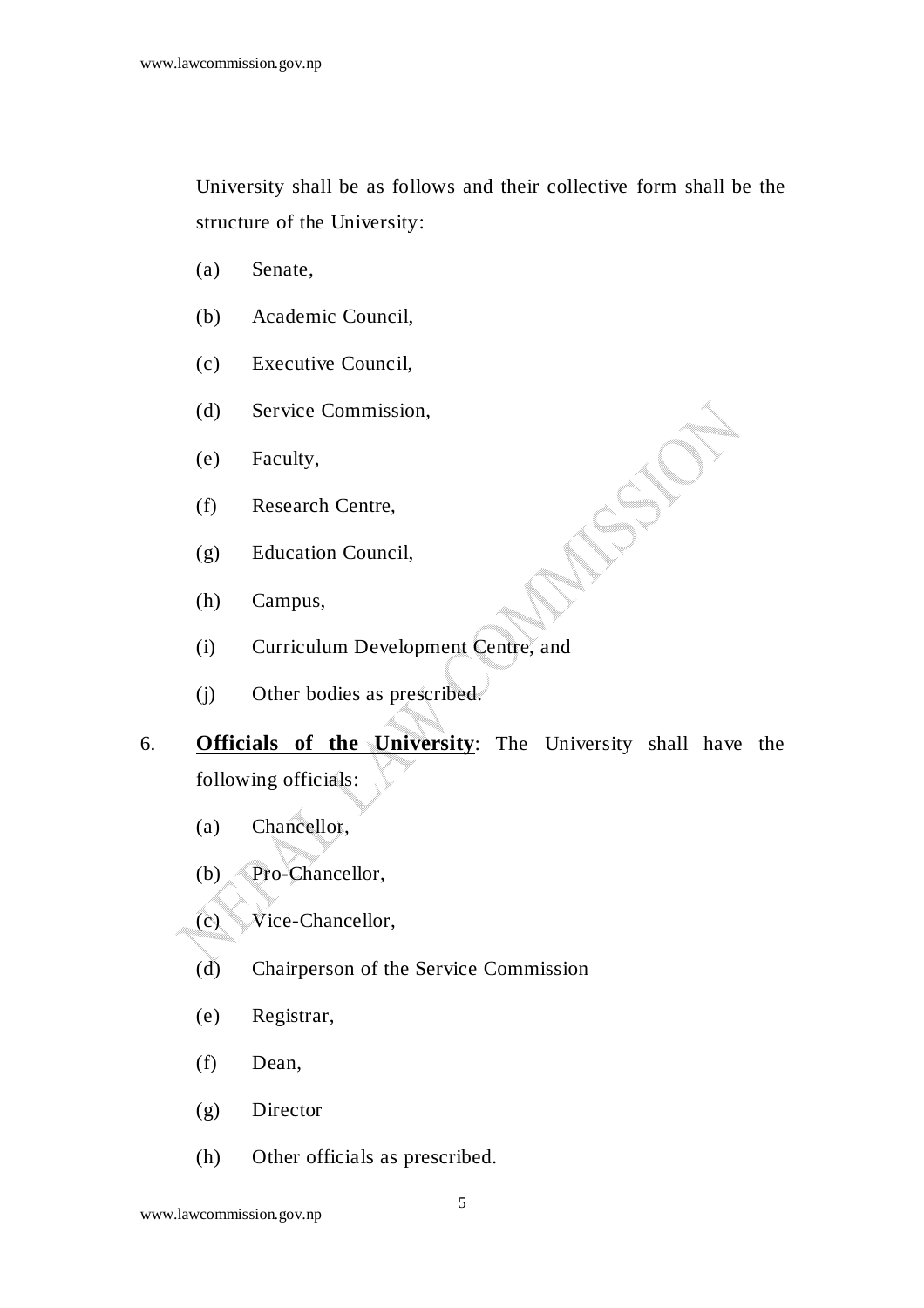University shall be as follows and their collective form shall be the structure of the University:

(a) Senate,

(b) Academic Council,

(c) Executive Council,

(d) Service Commission,

(e) Faculty,

(f) Research Centre,

(g) Education Council,

(h) Campus,

(i) Curriculum Development Centre, and

(j) Other bodies as prescribed.

6. **Officials of the University**: The University shall have the following officials:

(a) Chancellor,

(b) Pro-Chancellor,

(c) Vice-Chancellor,

(d) Chairperson of the Service Commission

(e) Registrar,

(f) Dean,

(g) Director

(h) Other officials as prescribed.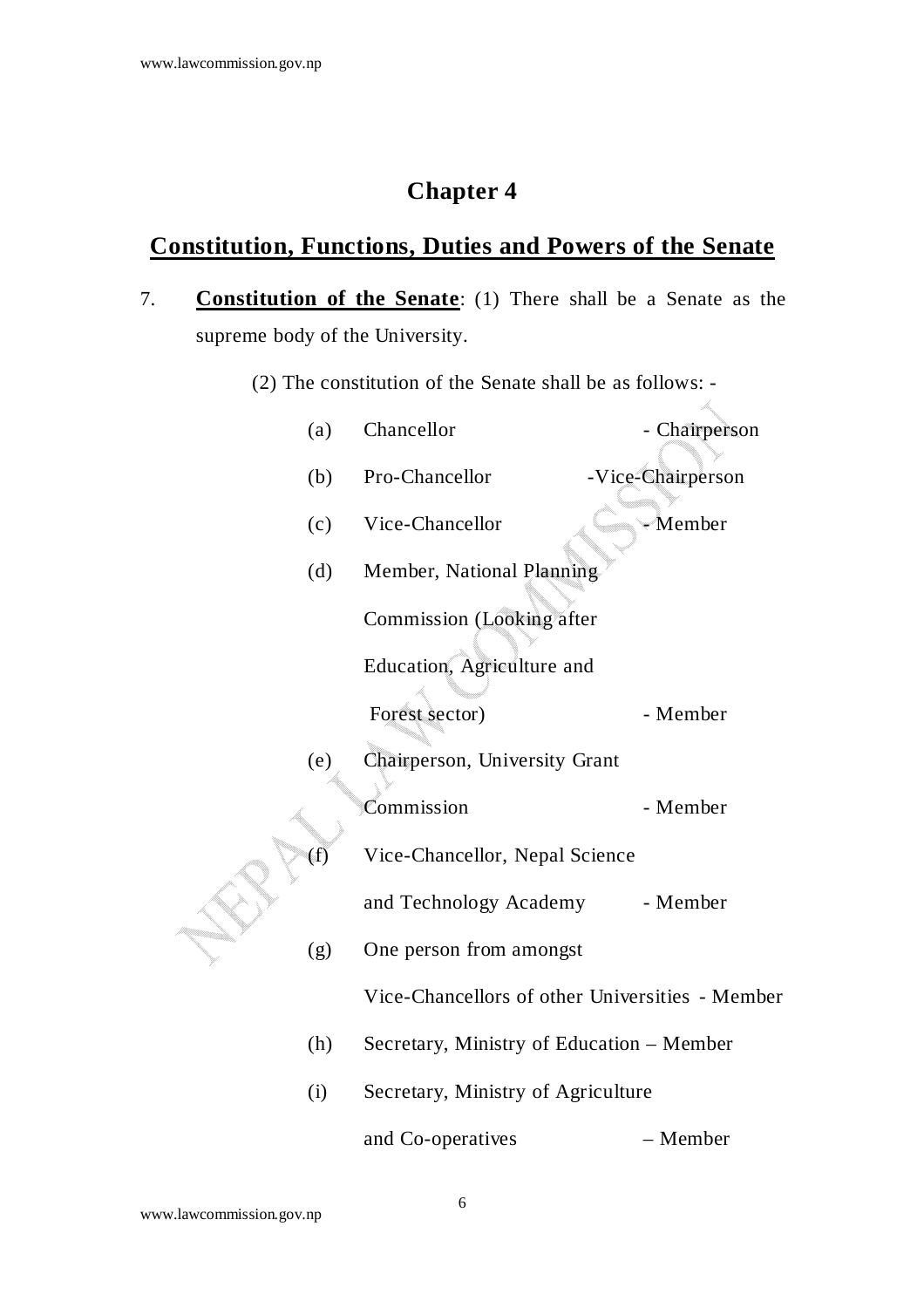# Chapter 4

## Constitution, Functions, Duties and Powers of the Senate

7. **Constitution of the Senate**: (1) There shall be a Senate as the supreme body of the University.

   (2) The constitution of the Senate shall be as follows: -

   (a) Chancellor - Chairperson

   (b) Pro-Chancellor -Vice-Chairperson

   (c) Vice-Chancellor - Member

   (d) Member, National Planning Commission (Looking after Education, Agriculture and Forest sector) - Member

   (e) Chairperson, University Grant Commission - Member

   (f) Vice-Chancellor, Nepal Science and Technology Academy - Member

   (g) One person from amongst Vice-Chancellors of other Universities - Member

   (h) Secretary, Ministry of Education – Member

   (i) Secretary, Ministry of Agriculture and Co-operatives – Member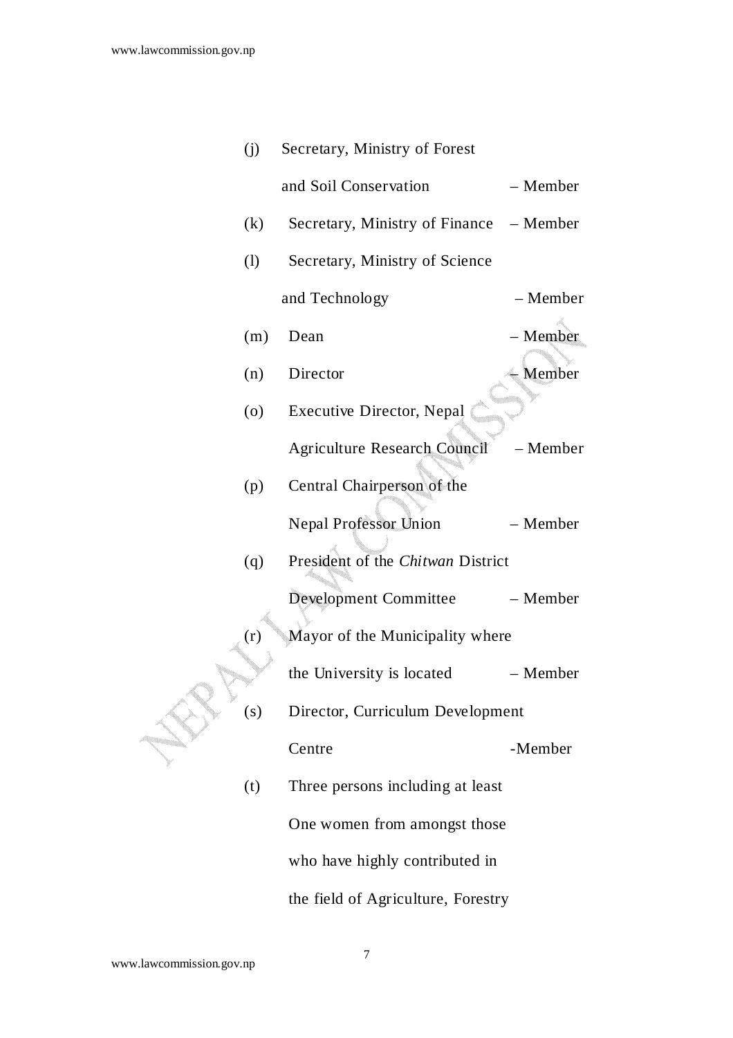(j) Secretary, Ministry of Forest and Soil Conservation – Member

(k) Secretary, Ministry of Finance – Member

(l) Secretary, Ministry of Science and Technology – Member

(m) Dean – Member

(n) Director – Member

(o) Executive Director, Nepal Agriculture Research Council – Member

(p) Central Chairperson of the Nepal Professor Union – Member

(q) President of the *Chitwan* District Development Committee – Member

(r) Mayor of the Municipality where the University is located – Member

(s) Director, Curriculum Development Centre -Member

(t) Three persons including at least One women from amongst those who have highly contributed in the field of Agriculture, Forestry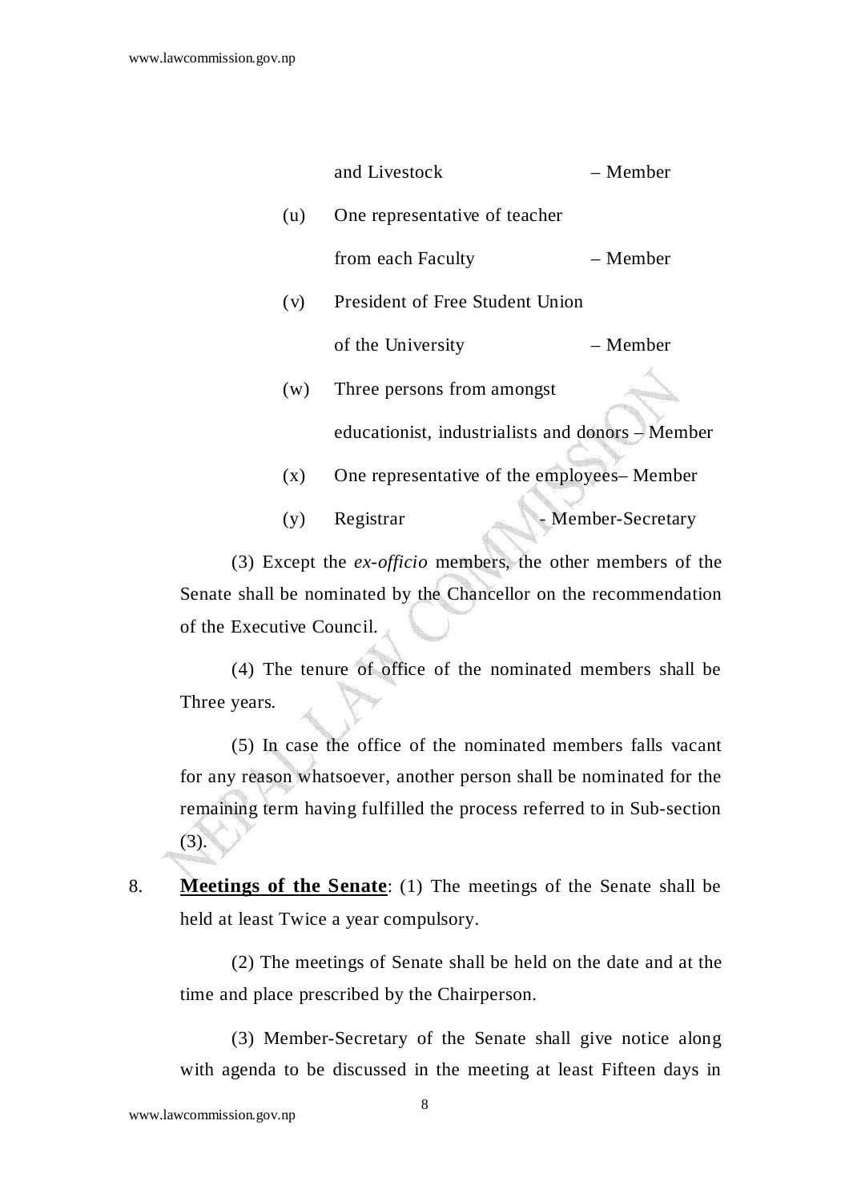and Livestock – Member

(u) One representative of teacher from each Faculty – Member

(v) President of Free Student Union of the University – Member

(w) Three persons from amongst educationist, industrialists and donors – Member

(x) One representative of the employees– Member

(y) Registrar - Member-Secretary

(3) Except the *ex-officio* members, the other members of the Senate shall be nominated by the Chancellor on the recommendation of the Executive Council.

(4) The tenure of office of the nominated members shall be Three years.

(5) In case the office of the nominated members falls vacant for any reason whatsoever, another person shall be nominated for the remaining term having fulfilled the process referred to in Sub-section (3).

8. **Meetings of the Senate**: (1) The meetings of the Senate shall be held at least Twice a year compulsory.

(2) The meetings of Senate shall be held on the date and at the time and place prescribed by the Chairperson.

(3) Member-Secretary of the Senate shall give notice along with agenda to be discussed in the meeting at least Fifteen days in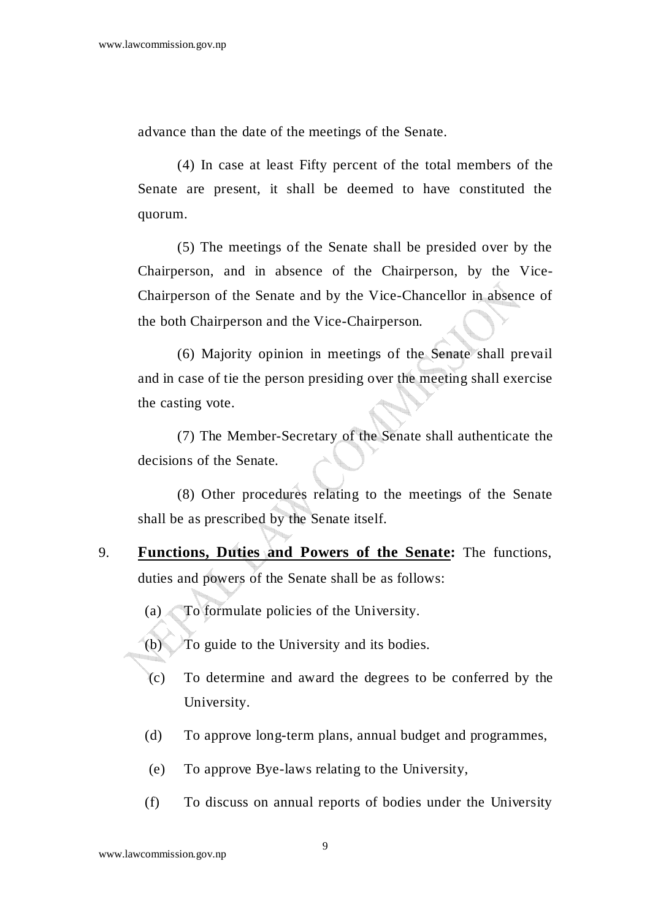advance than the date of the meetings of the Senate.

(4) In case at least Fifty percent of the total members of the Senate are present, it shall be deemed to have constituted the quorum.

(5) The meetings of the Senate shall be presided over by the Chairperson, and in absence of the Chairperson, by the Vice-Chairperson of the Senate and by the Vice-Chancellor in absence of the both Chairperson and the Vice-Chairperson.

(6) Majority opinion in meetings of the Senate shall prevail and in case of tie the person presiding over the meeting shall exercise the casting vote.

(7) The Member-Secretary of the Senate shall authenticate the decisions of the Senate.

(8) Other procedures relating to the meetings of the Senate shall be as prescribed by the Senate itself.

9. **Functions, Duties and Powers of the Senate:** The functions, duties and powers of the Senate shall be as follows:

(a) To formulate policies of the University.

(b) To guide to the University and its bodies.

(c) To determine and award the degrees to be conferred by the University.

(d) To approve long-term plans, annual budget and programmes,

(e) To approve Bye-laws relating to the University,

(f) To discuss on annual reports of bodies under the University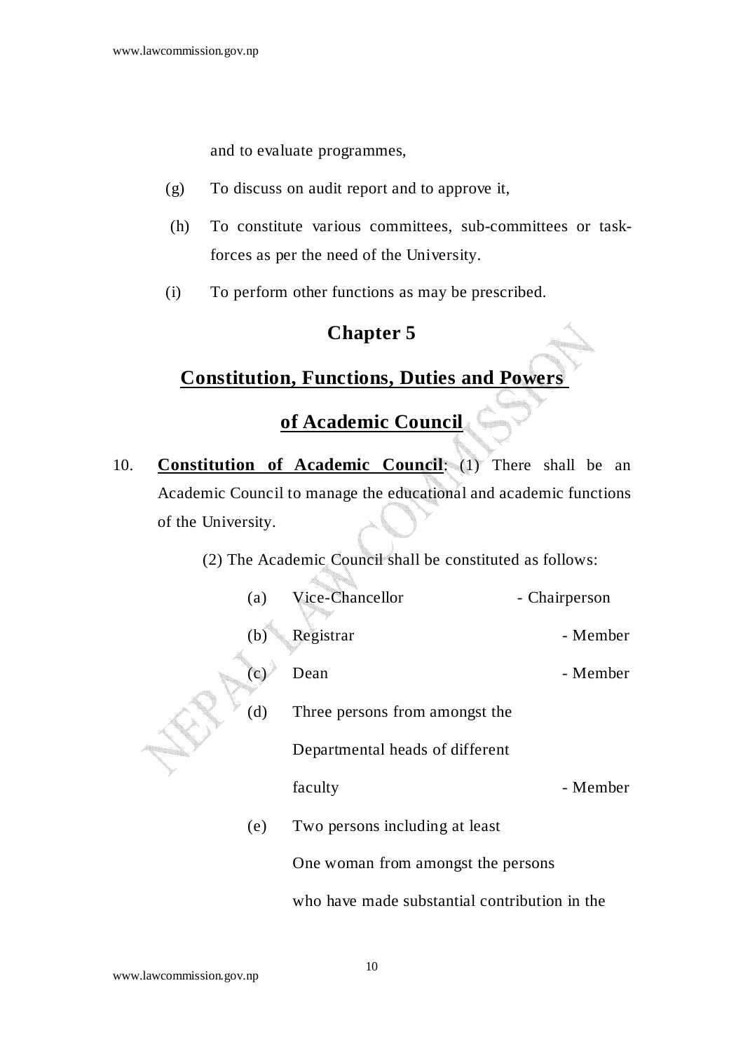and to evaluate programmes,

(g) To discuss on audit report and to approve it,

(h) To constitute various committees, sub-committees or task-forces as per the need of the University.

(i) To perform other functions as may be prescribed.

## Chapter 5

## Constitution, Functions, Duties and Powers of Academic Council

10. **Constitution of Academic Council**: (1) There shall be an Academic Council to manage the educational and academic functions of the University.

(2) The Academic Council shall be constituted as follows:

(a) Vice-Chancellor - Chairperson

(b) Registrar - Member

(c) Dean - Member

(d) Three persons from amongst the Departmental heads of different faculty - Member

(e) Two persons including at least One woman from amongst the persons who have made substantial contribution in the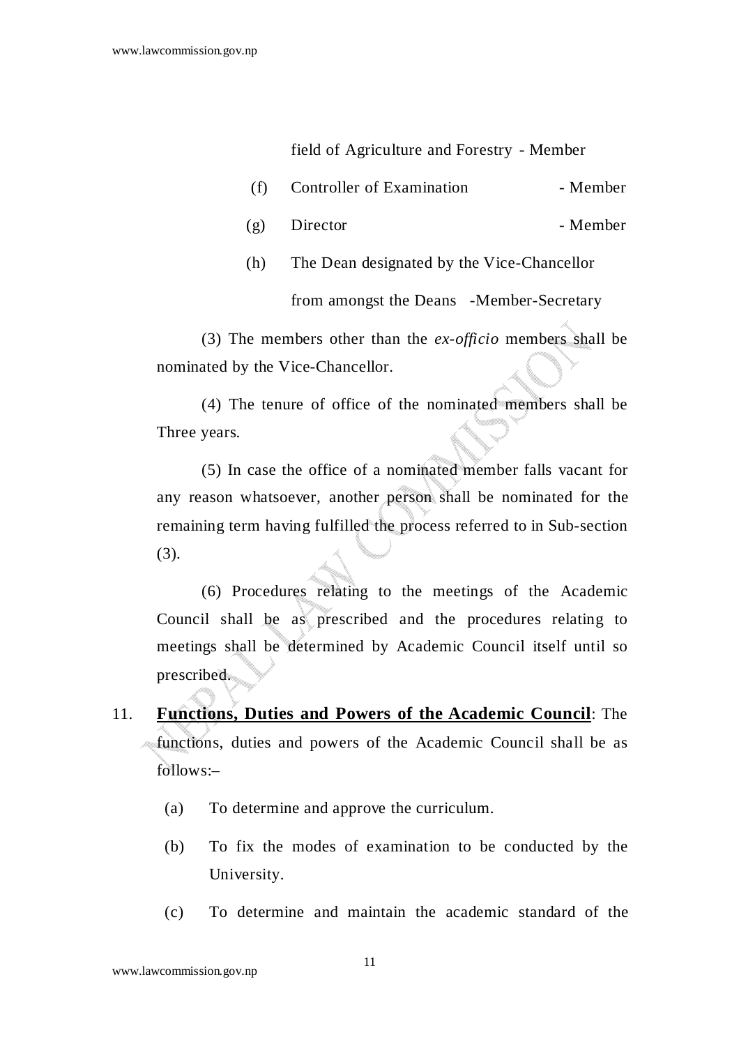field of Agriculture and Forestry - Member

(f) Controller of Examination - Member

(g) Director - Member

(h) The Dean designated by the Vice-Chancellor from amongst the Deans -Member-Secretary

(3) The members other than the *ex-officio* members shall be nominated by the Vice-Chancellor.

(4) The tenure of office of the nominated members shall be Three years.

(5) In case the office of a nominated member falls vacant for any reason whatsoever, another person shall be nominated for the remaining term having fulfilled the process referred to in Sub-section (3).

(6) Procedures relating to the meetings of the Academic Council shall be as prescribed and the procedures relating to meetings shall be determined by Academic Council itself until so prescribed.

11. **Functions, Duties and Powers of the Academic Council**: The functions, duties and powers of the Academic Council shall be as follows:–

(a) To determine and approve the curriculum.

(b) To fix the modes of examination to be conducted by the University.

(c) To determine and maintain the academic standard of the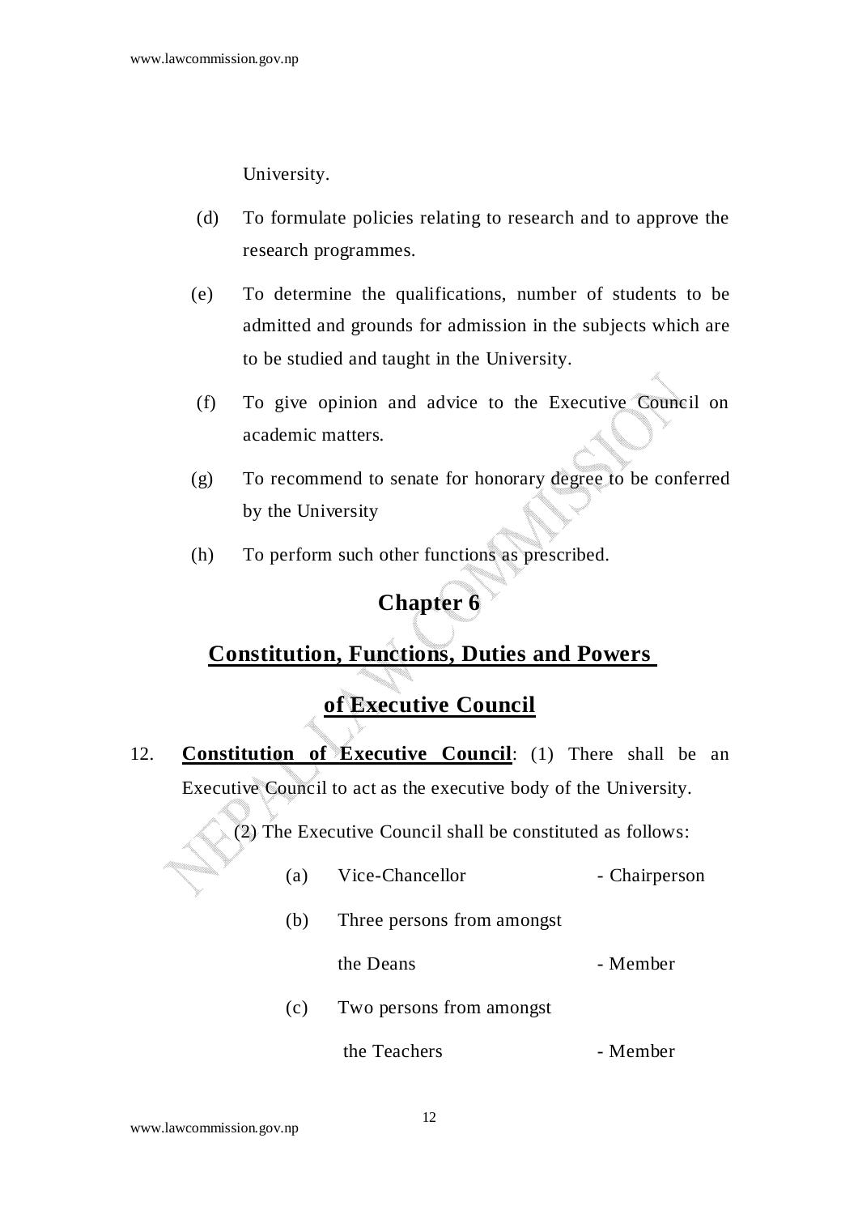University.

(d) To formulate policies relating to research and to approve the research programmes.

(e) To determine the qualifications, number of students to be admitted and grounds for admission in the subjects which are to be studied and taught in the University.

(f) To give opinion and advice to the Executive Council on academic matters.

(g) To recommend to senate for honorary degree to be conferred by the University

(h) To perform such other functions as prescribed.

## Chapter 6

## Constitution, Functions, Duties and Powers of Executive Council

12. **Constitution of Executive Council**: (1) There shall be an Executive Council to act as the executive body of the University.

(2) The Executive Council shall be constituted as follows:

(a) Vice-Chancellor - Chairperson

(b) Three persons from amongst the Deans - Member

(c) Two persons from amongst the Teachers - Member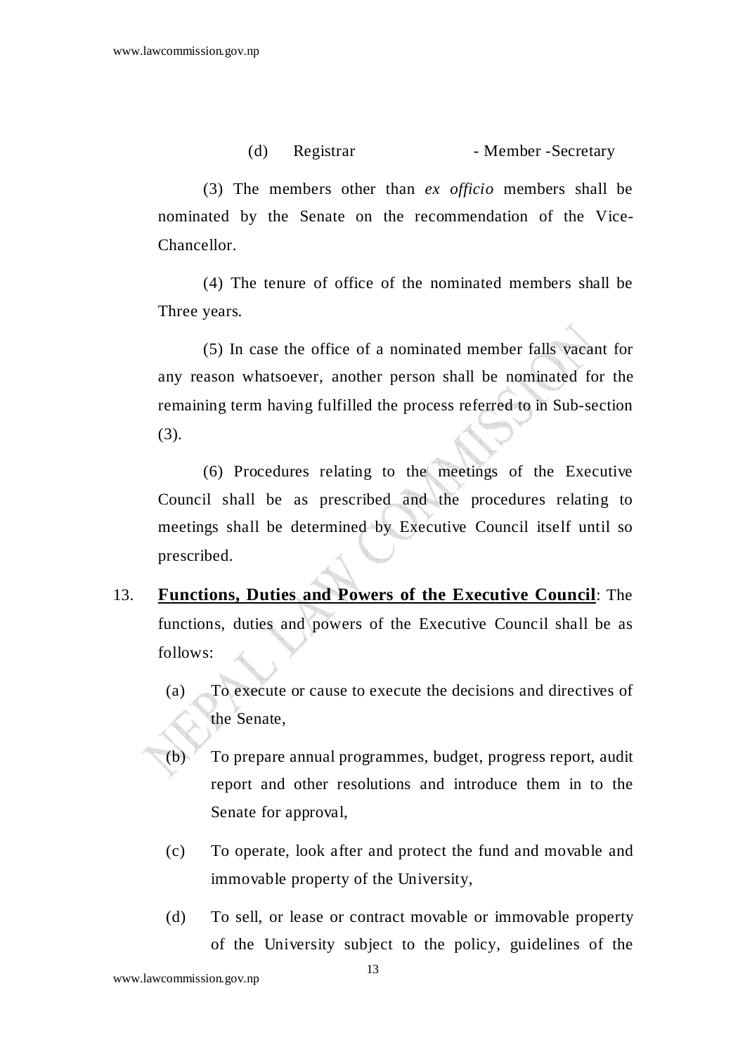(d) Registrar - Member -Secretary

(3) The members other than *ex officio* members shall be nominated by the Senate on the recommendation of the Vice-Chancellor.

(4) The tenure of office of the nominated members shall be Three years.

(5) In case the office of a nominated member falls vacant for any reason whatsoever, another person shall be nominated for the remaining term having fulfilled the process referred to in Sub-section (3).

(6) Procedures relating to the meetings of the Executive Council shall be as prescribed and the procedures relating to meetings shall be determined by Executive Council itself until so prescribed.

13. **Functions, Duties and Powers of the Executive Council**: The functions, duties and powers of the Executive Council shall be as follows:

(a) To execute or cause to execute the decisions and directives of the Senate,

(b) To prepare annual programmes, budget, progress report, audit report and other resolutions and introduce them in to the Senate for approval,

(c) To operate, look after and protect the fund and movable and immovable property of the University,

(d) To sell, or lease or contract movable or immovable property of the University subject to the policy, guidelines of the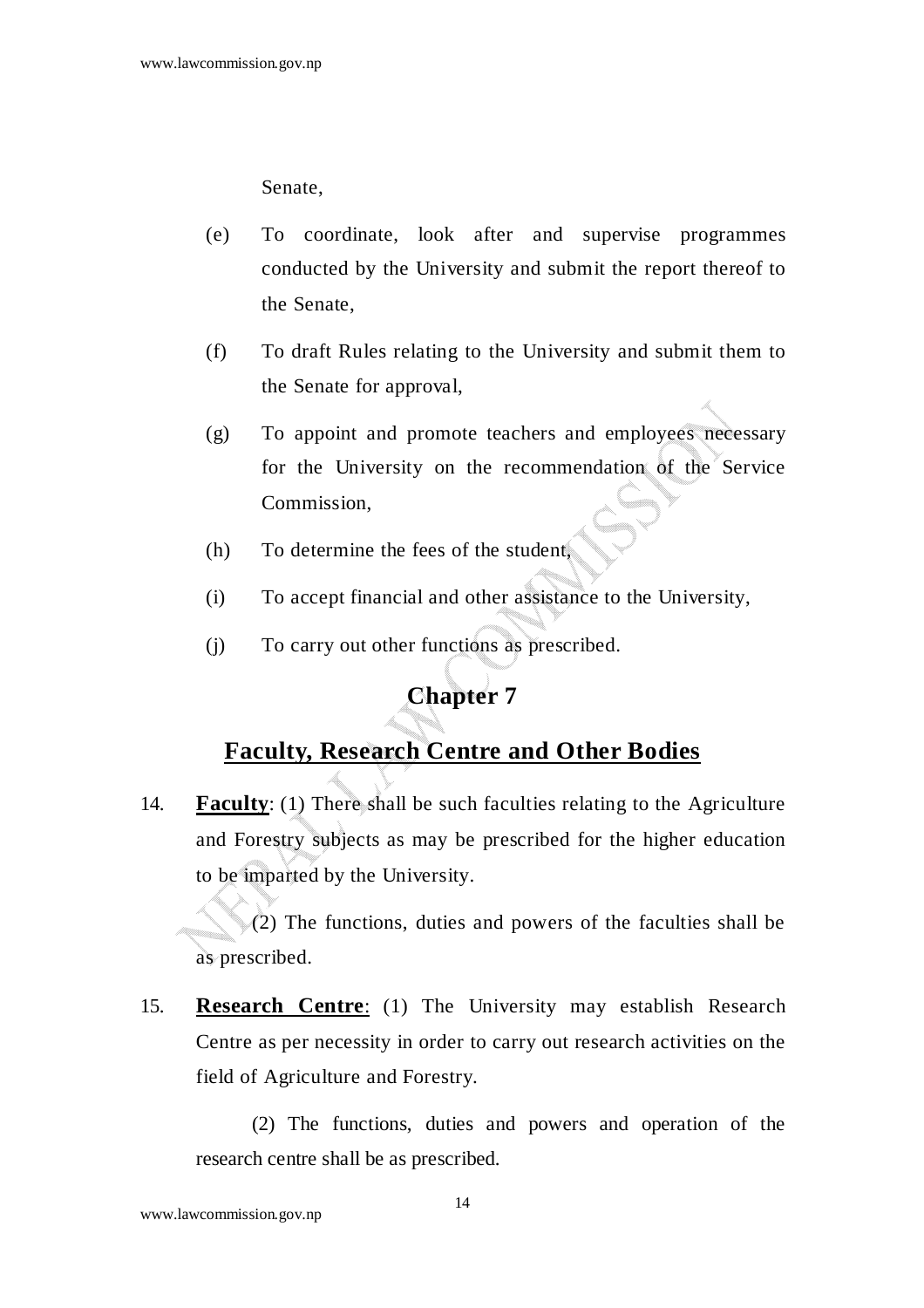Senate,

(e) To coordinate, look after and supervise programmes conducted by the University and submit the report thereof to the Senate,

(f) To draft Rules relating to the University and submit them to the Senate for approval,

(g) To appoint and promote teachers and employees necessary for the University on the recommendation of the Service Commission,

(h) To determine the fees of the student,

(i) To accept financial and other assistance to the University,

(j) To carry out other functions as prescribed.

## Chapter 7

## Faculty, Research Centre and Other Bodies

14. **Faculty**: (1) There shall be such faculties relating to the Agriculture and Forestry subjects as may be prescribed for the higher education to be imparted by the University.

(2) The functions, duties and powers of the faculties shall be as prescribed.

15. **Research Centre**: (1) The University may establish Research Centre as per necessity in order to carry out research activities on the field of Agriculture and Forestry.

(2) The functions, duties and powers and operation of the research centre shall be as prescribed.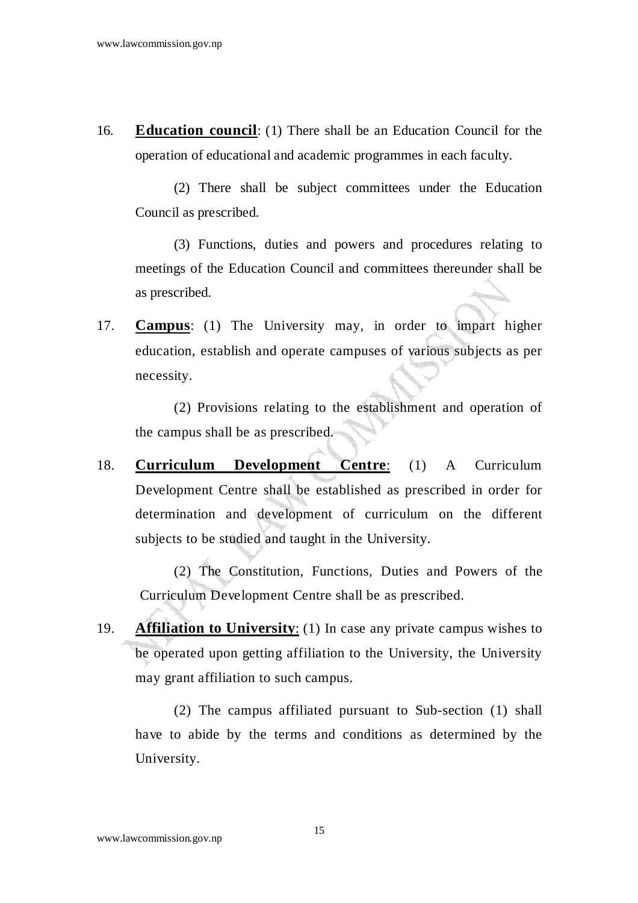16. **Education council**: (1) There shall be an Education Council for the operation of educational and academic programmes in each faculty.

    (2) There shall be subject committees under the Education Council as prescribed.

    (3) Functions, duties and powers and procedures relating to meetings of the Education Council and committees thereunder shall be as prescribed.

17. **Campus**: (1) The University may, in order to impart higher education, establish and operate campuses of various subjects as per necessity.

    (2) Provisions relating to the establishment and operation of the campus shall be as prescribed.

18. **Curriculum Development Centre**: (1) A Curriculum Development Centre shall be established as prescribed in order for determination and development of curriculum on the different subjects to be studied and taught in the University.

    (2) The Constitution, Functions, Duties and Powers of the Curriculum Development Centre shall be as prescribed.

19. **Affiliation to University**: (1) In case any private campus wishes to be operated upon getting affiliation to the University, the University may grant affiliation to such campus.

    (2) The campus affiliated pursuant to Sub-section (1) shall have to abide by the terms and conditions as determined by the University.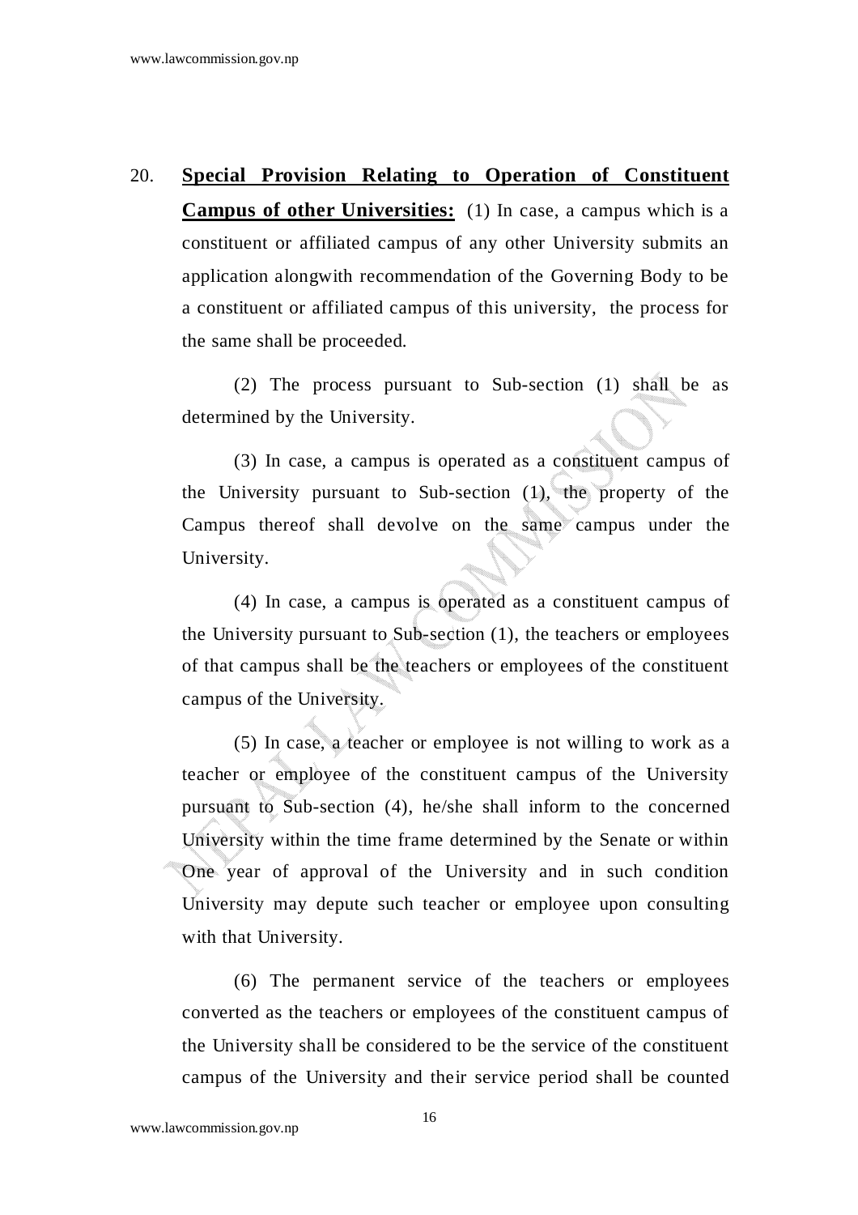20. **Special Provision Relating to Operation of Constituent Campus of other Universities:** (1) In case, a campus which is a constituent or affiliated campus of any other University submits an application alongwith recommendation of the Governing Body to be a constituent or affiliated campus of this university, the process for the same shall be proceeded.

(2) The process pursuant to Sub-section (1) shall be as determined by the University.

(3) In case, a campus is operated as a constituent campus of the University pursuant to Sub-section (1), the property of the Campus thereof shall devolve on the same campus under the University.

(4) In case, a campus is operated as a constituent campus of the University pursuant to Sub-section (1), the teachers or employees of that campus shall be the teachers or employees of the constituent campus of the University.

(5) In case, a teacher or employee is not willing to work as a teacher or employee of the constituent campus of the University pursuant to Sub-section (4), he/she shall inform to the concerned University within the time frame determined by the Senate or within One year of approval of the University and in such condition University may depute such teacher or employee upon consulting with that University.

(6) The permanent service of the teachers or employees converted as the teachers or employees of the constituent campus of the University shall be considered to be the service of the constituent campus of the University and their service period shall be counted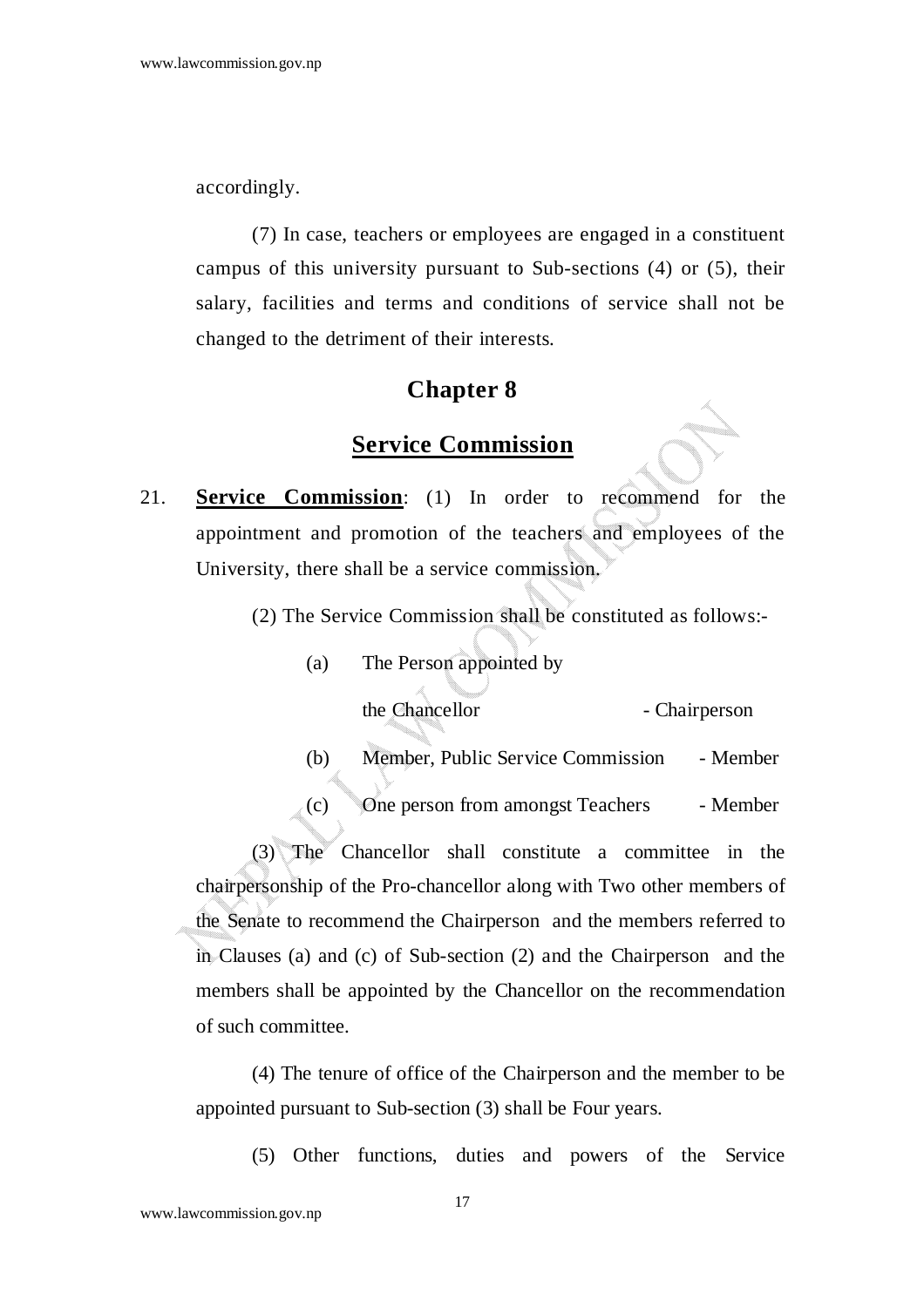accordingly.

(7) In case, teachers or employees are engaged in a constituent campus of this university pursuant to Sub-sections (4) or (5), their salary, facilities and terms and conditions of service shall not be changed to the detriment of their interests.

## Chapter 8

## Service Commission

21. **Service Commission**: (1) In order to recommend for the appointment and promotion of the teachers and employees of the University, there shall be a service commission.

(2) The Service Commission shall be constituted as follows:-

(a) The Person appointed by the Chancellor - Chairperson

(b) Member, Public Service Commission - Member

(c) One person from amongst Teachers - Member

(3) The Chancellor shall constitute a committee in the chairpersonship of the Pro-chancellor along with Two other members of the Senate to recommend the Chairperson and the members referred to in Clauses (a) and (c) of Sub-section (2) and the Chairperson and the members shall be appointed by the Chancellor on the recommendation of such committee.

(4) The tenure of office of the Chairperson and the member to be appointed pursuant to Sub-section (3) shall be Four years.

(5) Other functions, duties and powers of the Service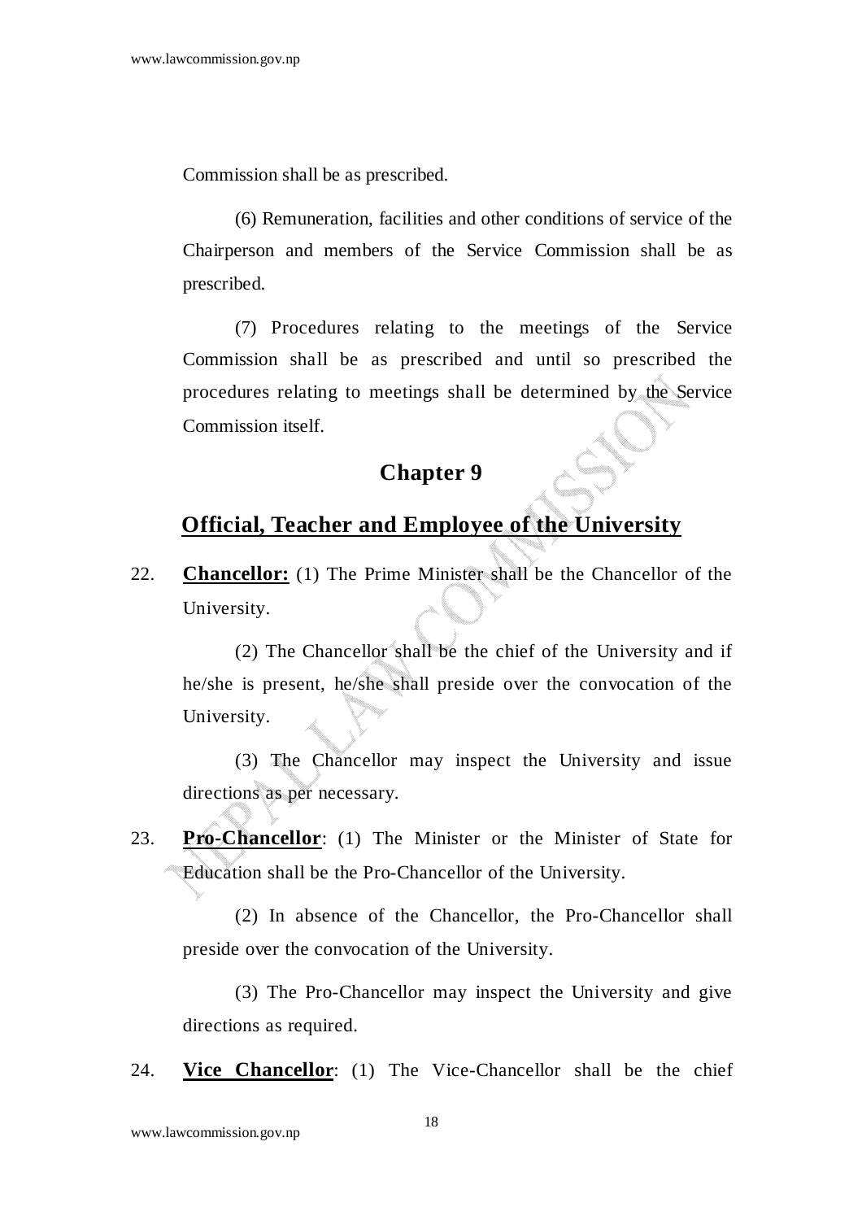Commission shall be as prescribed.

(6) Remuneration, facilities and other conditions of service of the Chairperson and members of the Service Commission shall be as prescribed.

(7) Procedures relating to the meetings of the Service Commission shall be as prescribed and until so prescribed the procedures relating to meetings shall be determined by the Service Commission itself.

## Chapter 9

## Official, Teacher and Employee of the University

22. **Chancellor:** (1) The Prime Minister shall be the Chancellor of the University.

(2) The Chancellor shall be the chief of the University and if he/she is present, he/she shall preside over the convocation of the University.

(3) The Chancellor may inspect the University and issue directions as per necessary.

23. **Pro-Chancellor**: (1) The Minister or the Minister of State for Education shall be the Pro-Chancellor of the University.

(2) In absence of the Chancellor, the Pro-Chancellor shall preside over the convocation of the University.

(3) The Pro-Chancellor may inspect the University and give directions as required.

24. **Vice Chancellor**: (1) The Vice-Chancellor shall be the chief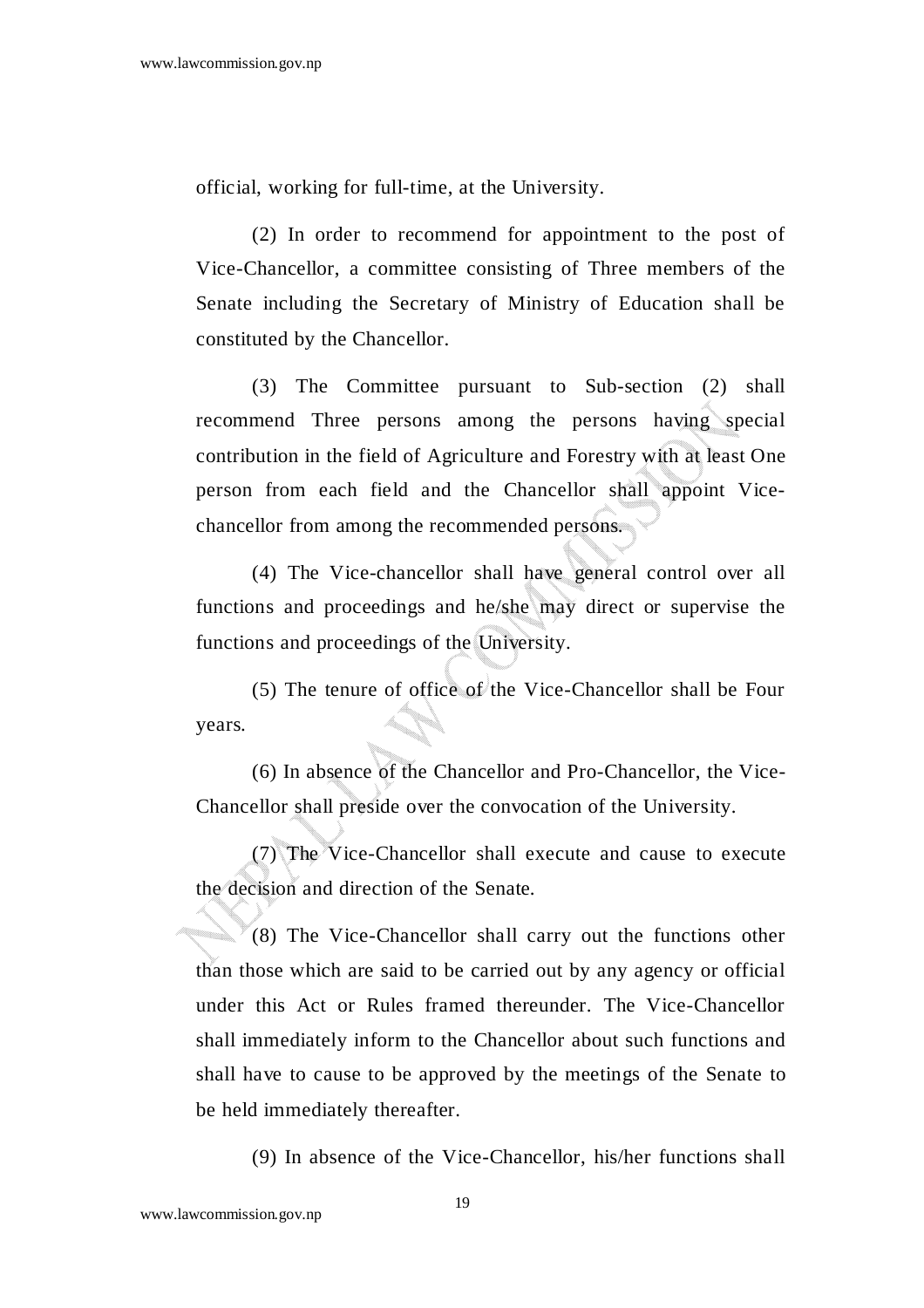official, working for full-time, at the University.

(2) In order to recommend for appointment to the post of Vice-Chancellor, a committee consisting of Three members of the Senate including the Secretary of Ministry of Education shall be constituted by the Chancellor.

(3) The Committee pursuant to Sub-section (2) shall recommend Three persons among the persons having special contribution in the field of Agriculture and Forestry with at least One person from each field and the Chancellor shall appoint Vice-chancellor from among the recommended persons.

(4) The Vice-chancellor shall have general control over all functions and proceedings and he/she may direct or supervise the functions and proceedings of the University.

(5) The tenure of office of the Vice-Chancellor shall be Four years.

(6) In absence of the Chancellor and Pro-Chancellor, the Vice-Chancellor shall preside over the convocation of the University.

(7) The Vice-Chancellor shall execute and cause to execute the decision and direction of the Senate.

(8) The Vice-Chancellor shall carry out the functions other than those which are said to be carried out by any agency or official under this Act or Rules framed thereunder. The Vice-Chancellor shall immediately inform to the Chancellor about such functions and shall have to cause to be approved by the meetings of the Senate to be held immediately thereafter.

(9) In absence of the Vice-Chancellor, his/her functions shall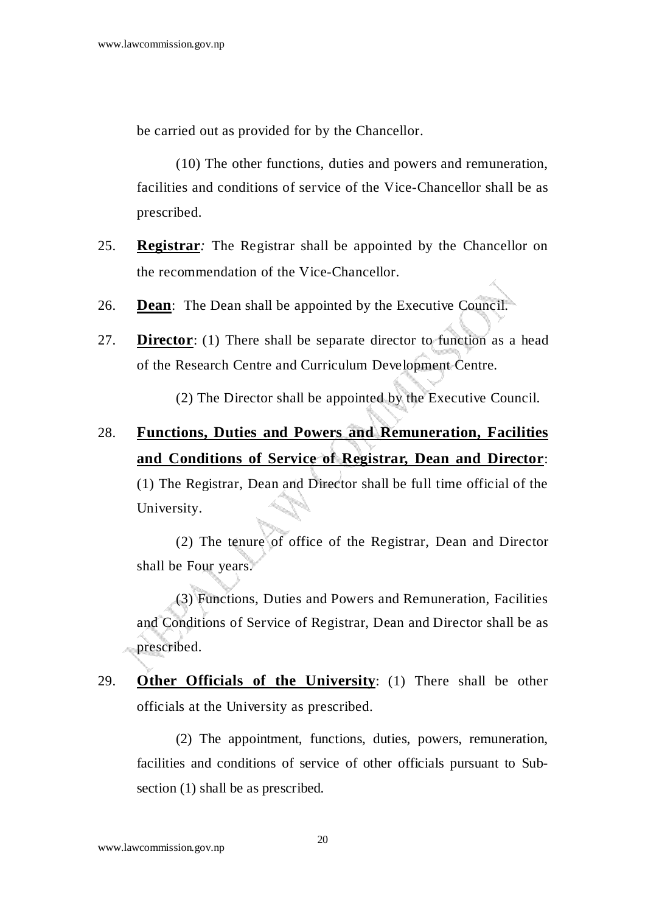be carried out as provided for by the Chancellor.

(10) The other functions, duties and powers and remuneration, facilities and conditions of service of the Vice-Chancellor shall be as prescribed.

25. **Registrar***:* The Registrar shall be appointed by the Chancellor on the recommendation of the Vice-Chancellor.

26. **Dean**: The Dean shall be appointed by the Executive Council.

27. **Director**: (1) There shall be separate director to function as a head of the Research Centre and Curriculum Development Centre.

(2) The Director shall be appointed by the Executive Council.

28. **Functions, Duties and Powers and Remuneration, Facilities and Conditions of Service of Registrar, Dean and Director**: (1) The Registrar, Dean and Director shall be full time official of the University.

(2) The tenure of office of the Registrar, Dean and Director shall be Four years.

(3) Functions, Duties and Powers and Remuneration, Facilities and Conditions of Service of Registrar, Dean and Director shall be as prescribed.

29. **Other Officials of the University**: (1) There shall be other officials at the University as prescribed.

(2) The appointment, functions, duties, powers, remuneration, facilities and conditions of service of other officials pursuant to Sub-section (1) shall be as prescribed.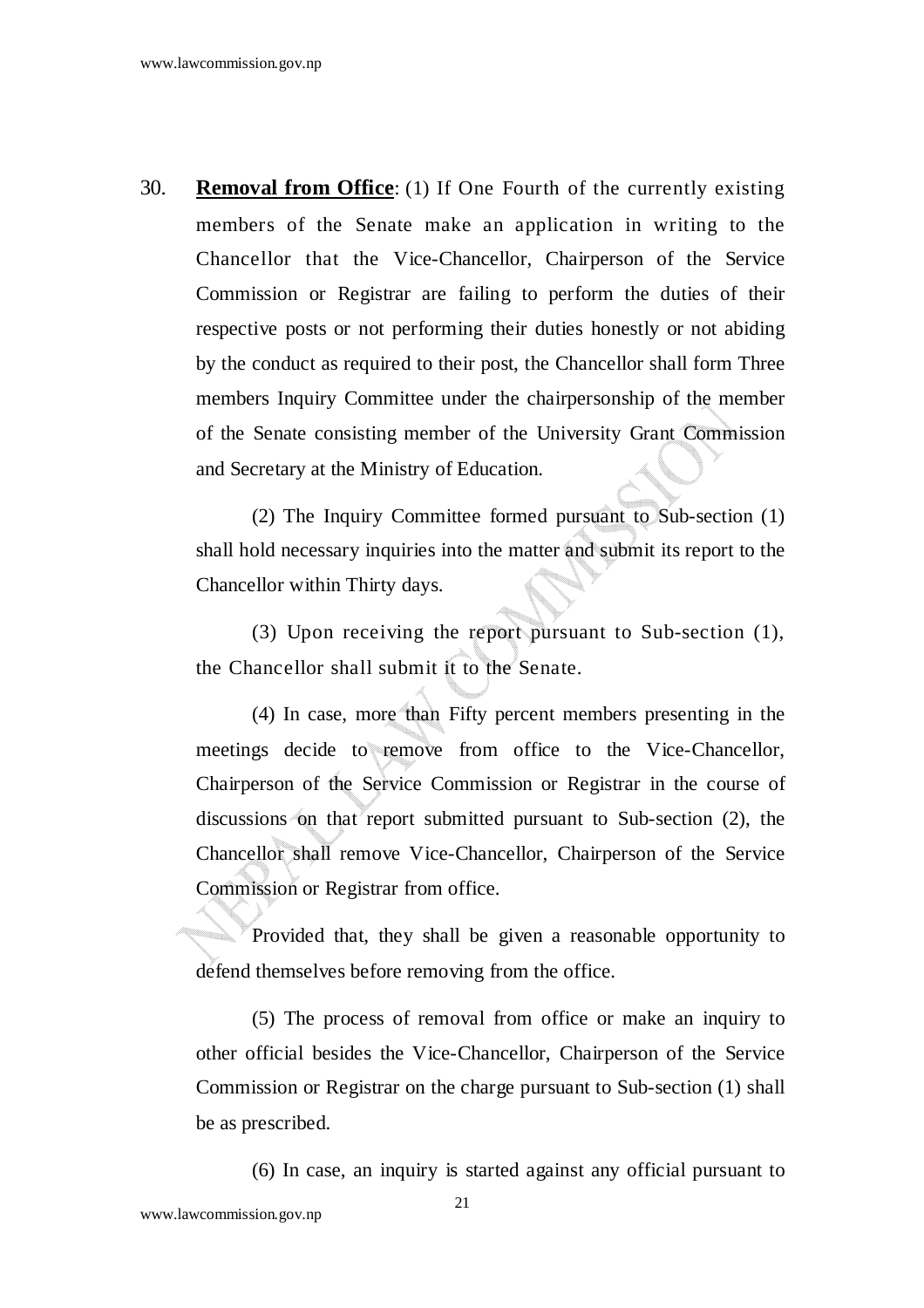30. **Removal from Office**: (1) If One Fourth of the currently existing members of the Senate make an application in writing to the Chancellor that the Vice-Chancellor, Chairperson of the Service Commission or Registrar are failing to perform the duties of their respective posts or not performing their duties honestly or not abiding by the conduct as required to their post, the Chancellor shall form Three members Inquiry Committee under the chairpersonship of the member of the Senate consisting member of the University Grant Commission and Secretary at the Ministry of Education.

(2) The Inquiry Committee formed pursuant to Sub-section (1) shall hold necessary inquiries into the matter and submit its report to the Chancellor within Thirty days.

(3) Upon receiving the report pursuant to Sub-section (1), the Chancellor shall submit it to the Senate.

(4) In case, more than Fifty percent members presenting in the meetings decide to remove from office to the Vice-Chancellor, Chairperson of the Service Commission or Registrar in the course of discussions on that report submitted pursuant to Sub-section (2), the Chancellor shall remove Vice-Chancellor, Chairperson of the Service Commission or Registrar from office.

Provided that, they shall be given a reasonable opportunity to defend themselves before removing from the office.

(5) The process of removal from office or make an inquiry to other official besides the Vice-Chancellor, Chairperson of the Service Commission or Registrar on the charge pursuant to Sub-section (1) shall be as prescribed.

(6) In case, an inquiry is started against any official pursuant to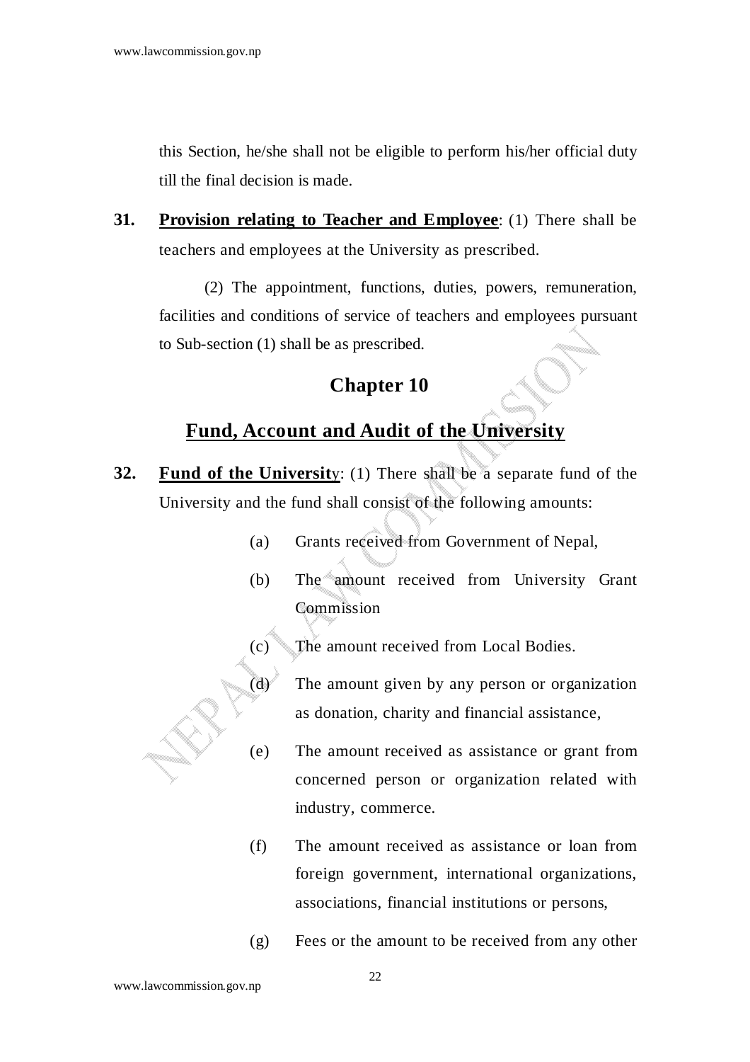this Section, he/she shall not be eligible to perform his/her official duty till the final decision is made.

**31.** **<u>Provision relating to Teacher and Employee</u>**: (1) There shall be teachers and employees at the University as prescribed.

(2) The appointment, functions, duties, powers, remuneration, facilities and conditions of service of teachers and employees pursuant to Sub-section (1) shall be as prescribed.

## Chapter 10

## Fund, Account and Audit of the University

**32.** **<u>Fund of the University</u>**: (1) There shall be a separate fund of the University and the fund shall consist of the following amounts:

(a) Grants received from Government of Nepal,

(b) The amount received from University Grant Commission

(c) The amount received from Local Bodies.

(d) The amount given by any person or organization as donation, charity and financial assistance,

(e) The amount received as assistance or grant from concerned person or organization related with industry, commerce.

(f) The amount received as assistance or loan from foreign government, international organizations, associations, financial institutions or persons,

(g) Fees or the amount to be received from any other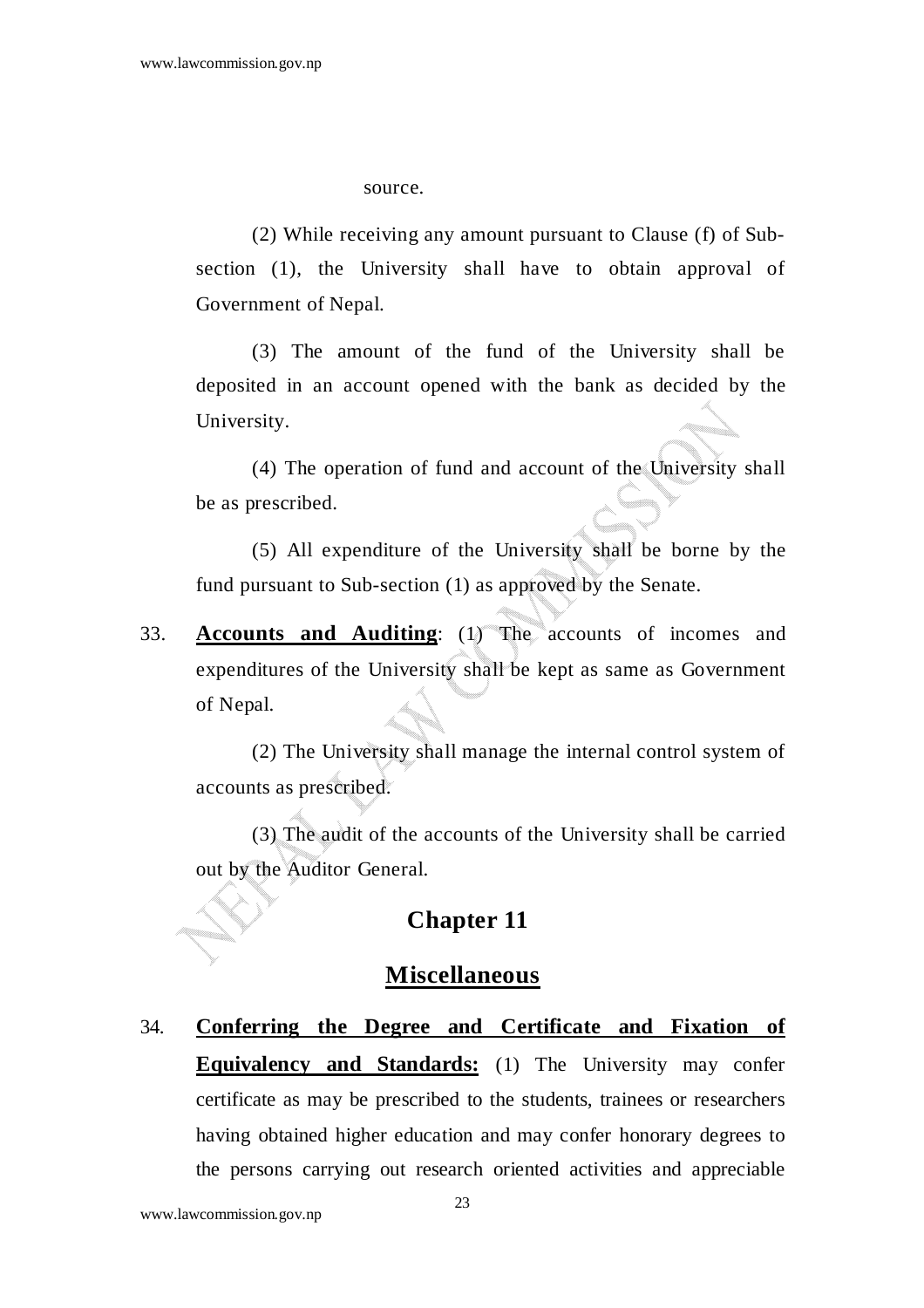source.

(2) While receiving any amount pursuant to Clause (f) of Sub-section (1), the University shall have to obtain approval of Government of Nepal.

(3) The amount of the fund of the University shall be deposited in an account opened with the bank as decided by the University.

(4) The operation of fund and account of the University shall be as prescribed.

(5) All expenditure of the University shall be borne by the fund pursuant to Sub-section (1) as approved by the Senate.

33. **Accounts and Auditing**: (1) The accounts of incomes and expenditures of the University shall be kept as same as Government of Nepal.

(2) The University shall manage the internal control system of accounts as prescribed.

(3) The audit of the accounts of the University shall be carried out by the Auditor General.

## Chapter 11

## Miscellaneous

34. **Conferring the Degree and Certificate and Fixation of Equivalency and Standards:** (1) The University may confer certificate as may be prescribed to the students, trainees or researchers having obtained higher education and may confer honorary degrees to the persons carrying out research oriented activities and appreciable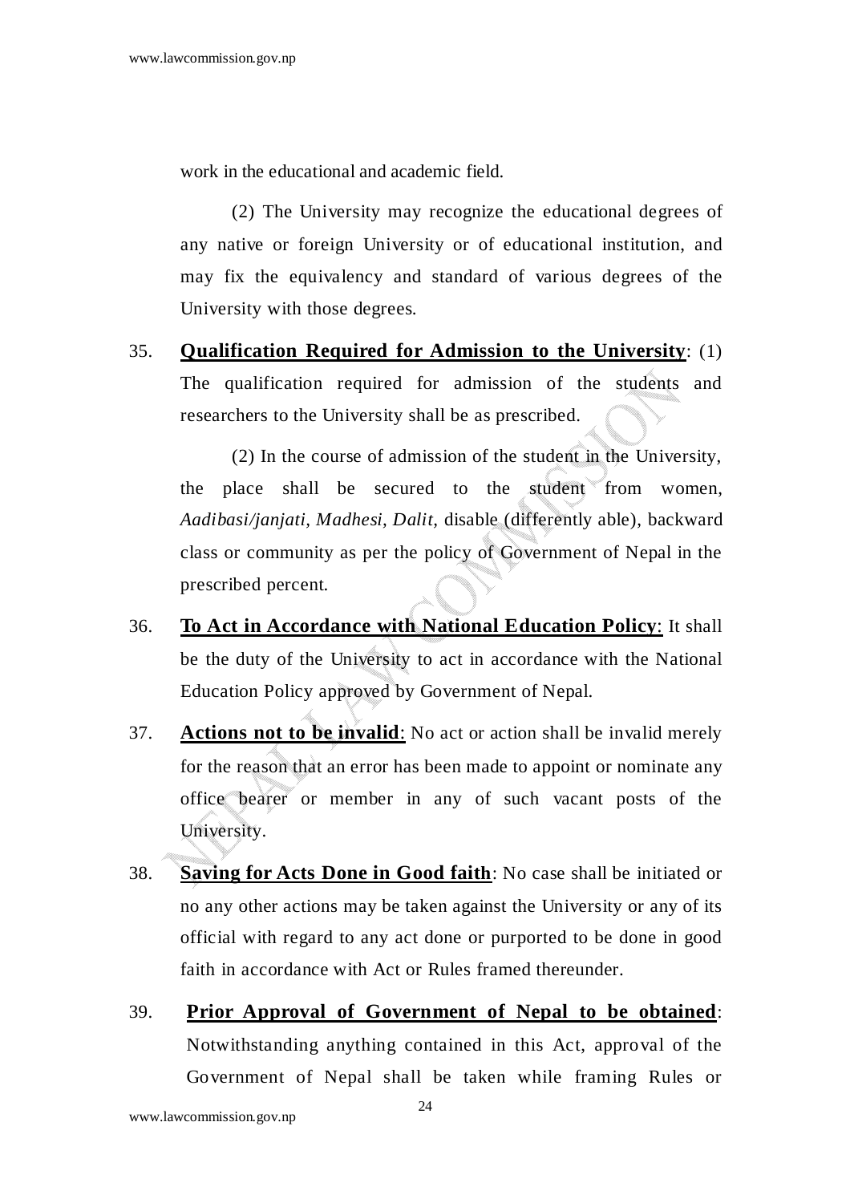work in the educational and academic field.

(2) The University may recognize the educational degrees of any native or foreign University or of educational institution, and may fix the equivalency and standard of various degrees of the University with those degrees.

35. **Qualification Required for Admission to the University**: (1) The qualification required for admission of the students and researchers to the University shall be as prescribed.

(2) In the course of admission of the student in the University, the place shall be secured to the student from women, *Aadibasi/janjati, Madhesi, Dalit,* disable (differently able), backward class or community as per the policy of Government of Nepal in the prescribed percent.

36. **To Act in Accordance with National Education Policy**: It shall be the duty of the University to act in accordance with the National Education Policy approved by Government of Nepal.

37. **Actions not to be invalid**: No act or action shall be invalid merely for the reason that an error has been made to appoint or nominate any office bearer or member in any of such vacant posts of the University.

38. **Saving for Acts Done in Good faith**: No case shall be initiated or no any other actions may be taken against the University or any of its official with regard to any act done or purported to be done in good faith in accordance with Act or Rules framed thereunder.

39. **Prior Approval of Government of Nepal to be obtained**: Notwithstanding anything contained in this Act, approval of the Government of Nepal shall be taken while framing Rules or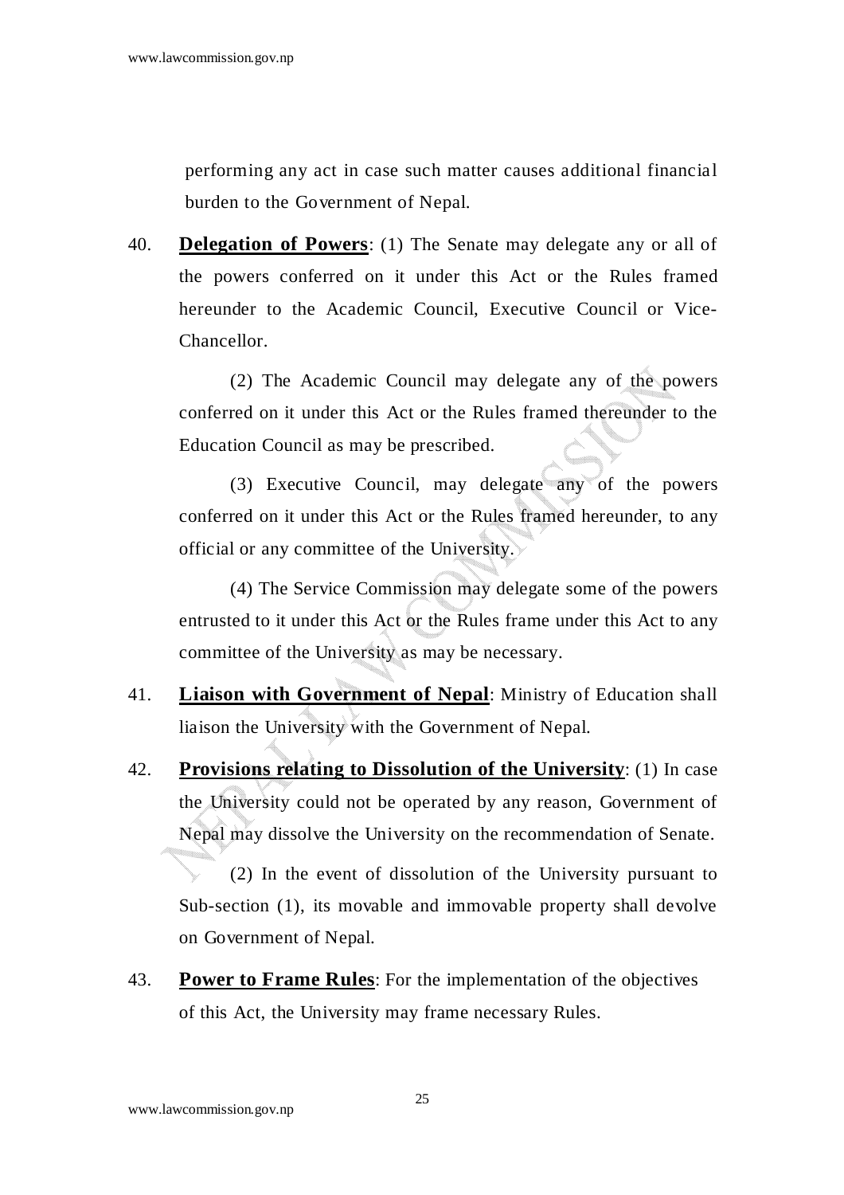performing any act in case such matter causes additional financial burden to the Government of Nepal.

40. **Delegation of Powers**: (1) The Senate may delegate any or all of the powers conferred on it under this Act or the Rules framed hereunder to the Academic Council, Executive Council or Vice-Chancellor.

(2) The Academic Council may delegate any of the powers conferred on it under this Act or the Rules framed thereunder to the Education Council as may be prescribed.

(3) Executive Council, may delegate any of the powers conferred on it under this Act or the Rules framed hereunder, to any official or any committee of the University.

(4) The Service Commission may delegate some of the powers entrusted to it under this Act or the Rules frame under this Act to any committee of the University as may be necessary.

41. **Liaison with Government of Nepal**: Ministry of Education shall liaison the University with the Government of Nepal.

42. **Provisions relating to Dissolution of the University**: (1) In case the University could not be operated by any reason, Government of Nepal may dissolve the University on the recommendation of Senate.

(2) In the event of dissolution of the University pursuant to Sub-section (1), its movable and immovable property shall devolve on Government of Nepal.

43. **Power to Frame Rules**: For the implementation of the objectives of this Act, the University may frame necessary Rules.